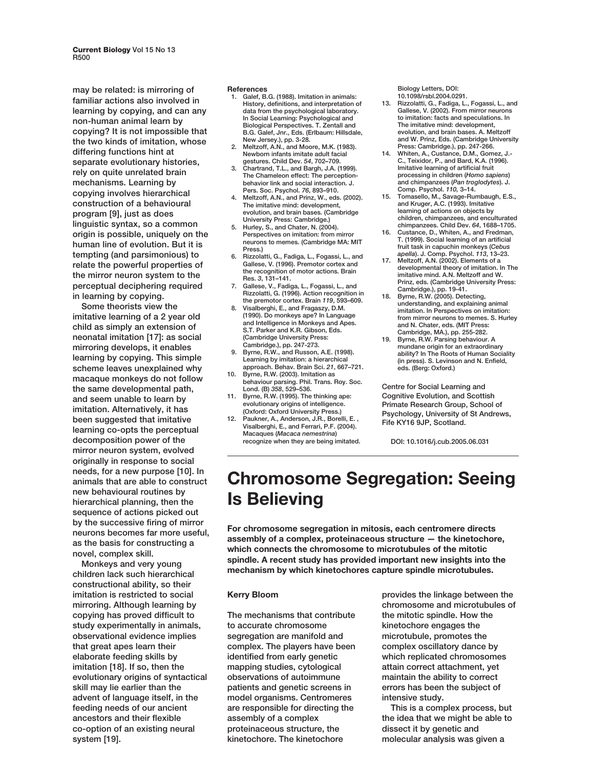may be related: is mirroring of familiar actions also involved in learning by copying, and can any non-human animal learn by copying? It is not impossible that the two kinds of imitation, whose differing functions hint at separate evolutionary histories, rely on quite unrelated brain mechanisms. Learning by copying involves hierarchical construction of a behavioural program [9], just as does linguistic syntax, so a common origin is possible, uniquely on the human line of evolution. But it is tempting (and parsimonious) to relate the powerful properties of the mirror neuron system to the perceptual deciphering required in learning by copying.

Some theorists view the imitative learning of a 2 year old child as simply an extension of neonatal imitation [17]: as social mirroring develops, it enables learning by copying. This simple scheme leaves unexplained why macaque monkeys do not follow the same developmental path, and seem unable to learn by imitation. Alternatively, it has been suggested that imitative learning co-opts the perceptual decomposition power of the mirror neuron system, evolved originally in response to social needs, for a new purpose [10]. In animals that are able to construct new behavioural routines by hierarchical planning, then the sequence of actions picked out by the successive firing of mirror neurons becomes far more useful, as the basis for constructing a novel, complex skill.

Monkeys and very young children lack such hierarchical constructional ability, so their imitation is restricted to social mirroring. Although learning by copying has proved difficult to study experimentally in animals, observational evidence implies that great apes learn their elaborate feeding skills by imitation [18]. If so, then the evolutionary origins of syntactical skill may lie earlier than the advent of language itself, in the feeding needs of our ancient ancestors and their flexible co-option of an existing neural system [19].

**References**

1. Galef, B.G. (1988). Imitation in animals: History, definitions, and interpretation of data from the psychological laboratory. In Social Learning: Psychological and Biological Perspectives. T. Zentall and B.G. Galef, Jnr., Eds. (Erlbaum: Hillsdale, New Jersey.), pp. 3-28.
2. Meltzoff, A.N., and Moore, M.K. (1983). Newborn infants imitate adult facial gestures. Child Dev. *54*, 702–709.
3. Chartrand, T.L., and Bargh, J.A. (1999). The Chameleon effect: The perception-behavior link and social interaction. J. Pers. Soc. Psychol. *76*, 893–910.
4. Meltzoff, A.N., and Prinz, W., eds. (2002). The imitative mind: development, evolution, and brain bases. (Cambridge University Press: Cambridge.)
5. Hurley, S., and Chater, N. (2004). Perspectives on imitation: from mirror neurons to memes. (Cambridge MA: MIT Press.)
6. Rizzolatti, G., Fadiga, L., Fogassi, L., and Gallese, V. (1996). Premotor cortex and the recognition of motor actions. Brain Res. *3*, 131–141.
7. Gallese, V., Fadiga, L., Fogassi, L., and Rizzolatti, G. (1996). Action recognition in the premotor cortex. Brain *119*, 593–609.
8. Visalberghi, E., and Fragaszy, D.M. (1990). Do monkeys ape? In Language and Intelligence in Monkeys and Apes. S.T. Parker and K.R. Gibson, Eds. (Cambridge University Press: Cambridge.), pp. 247-273.
9. Byrne, R.W., and Russon, A.E. (1998). Learning by imitation: a hierarchical approach. Behav. Brain Sci. *21*, 667–721.
10. Byrne, R.W. (2003). Imitation as behaviour parsing. Phil. Trans. Roy. Soc. Lond. (B) *358*, 529–536.
11. Byrne, R.W. (1995). The thinking ape: evolutionary origins of intelligence. (Oxford: Oxford University Press.)
12. Paukner, A., Anderson, J.R., Borelli, E. , Visalberghi, E., and Ferrari, P.F. (2004). Macaques (*Macaca nemestrina*) recognize when they are being imitated. Biology Letters, DOI: 10.1098/rsbl.2004.0291.
13. Rizzolatti, G., Fadiga, L., Fogassi, L., and Gallese, V. (2002). From mirror neurons to imitation: facts and speculations. In The imitative mind: development, evolution, and brain bases. A. Meltzoff and W. Prinz, Eds. (Cambridge University Press: Cambridge.), pp. 247-266.
14. Whiten, A., Custance, D.M., Gomez, J.-C., Teixidor, P., and Bard, K.A. (1996). Imitative learning of artificial fruit processing in children (*Homo sapiens*) and chimpanzees (*Pan troglodytes*). J. Comp. Psychol. *110,* 3–14.
15. Tomasello, M., Savage-Rumbaugh, E.S., and Kruger, A.C. (1993). Imitative learning of actions on objects by children, chimpanzees, and enculturated chimpanzees. Child Dev. *64*, 1688–1705.
16. Custance, D., Whiten, A., and Fredman, T. (1999). Social learning of an artificial fruit task in capuchin monkeys (*Cebus apella*). J. Comp. Psychol. *113*, 13–23.
17. Meltzoff, A.N. (2002). Elements of a developmental theory of imitation. In The imitative mind. A.N. Meltzoff and W. Prinz, eds. (Cambridge University Press: Cambridge.), pp. 19-41.
18. Byrne, R.W. (2005). Detecting, understanding, and explaining animal imitation. In Perspectives on imitation: from mirror neurons to memes. S. Hurley and N. Chater, eds. (MIT Press: Cambridge, MA.), pp. 255-282.
19. Byrne, R.W. Parsing behaviour. A mundane origin for an extraordinary ability? In The Roots of Human Sociality (in press). S. Levinson and N. Enfield, eds. (Berg: Oxford.)

Centre for Social Learning and Cognitive Evolution, and Scottish Primate Research Group, School of Psychology, University of St Andrews, Fife KY16 9JP, Scotland.

DOI: 10.1016/j.cub.2005.06.031

# Chromosome Segregation: Seeing Is Believing

**For chromosome segregation in mitosis, each centromere directs assembly of a complex, proteinaceous structure — the kinetochore, which connects the chromosome to microtubules of the mitotic spindle. A recent study has provided important new insights into the mechanism by which kinetochores capture spindle microtubules.**

**Kerry Bloom**

The mechanisms that contribute to accurate chromosome segregation are manifold and complex. The players have been identified from early genetic mapping studies, cytological observations of autoimmune patients and genetic screens in model organisms. Centromeres are responsible for directing the assembly of a complex proteinaceous structure, the kinetochore. The kinetochore provides the linkage between the chromosome and microtubules of the mitotic spindle. How the kinetochore engages the microtubule, promotes the complex oscillatory dance by which replicated chromosomes attain correct attachment, yet maintain the ability to correct errors has been the subject of intensive study.

This is a complex process, but the idea that we might be able to dissect it by genetic and molecular analysis was given a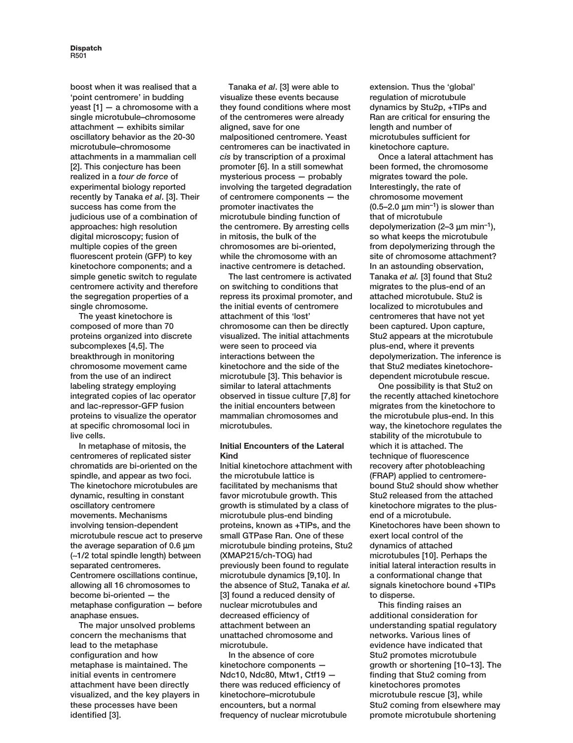boost when it was realised that a 'point centromere' in budding yeast [1] — a chromosome with a single microtubule–chromosome attachment — exhibits similar oscillatory behavior as the 20-30 microtubule–chromosome attachments in a mammalian cell [2]. This conjecture has been realized in a *tour de force* of experimental biology reported recently by Tanaka *et al*. [3]. Their success has come from the judicious use of a combination of approaches: high resolution digital microscopy; fusion of multiple copies of the green fluorescent protein (GFP) to key kinetochore components; and a simple genetic switch to regulate centromere activity and therefore the segregation properties of a single chromosome.

The yeast kinetochore is composed of more than 70 proteins organized into discrete subcomplexes [4,5]. The breakthrough in monitoring chromosome movement came from the use of an indirect labeling strategy employing integrated copies of lac operator and lac-repressor-GFP fusion proteins to visualize the operator at specific chromosomal loci in live cells.

In metaphase of mitosis, the centromeres of replicated sister chromatids are bi-oriented on the spindle, and appear as two foci. The kinetochore microtubules are dynamic, resulting in constant oscillatory centromere movements. Mechanisms involving tension-dependent microtubule rescue act to preserve the average separation of 0.6 µm (~1/2 total spindle length) between separated centromeres. Centromere oscillations continue, allowing all 16 chromosomes to become bi-oriented — the metaphase configuration — before anaphase ensues.

The major unsolved problems concern the mechanisms that lead to the metaphase configuration and how metaphase is maintained. The initial events in centromere attachment have been directly visualized, and the key players in these processes have been identified [3].

Tanaka *et al*. [3] were able to visualize these events because they found conditions where most of the centromeres were already aligned, save for one malpositioned centromere. Yeast centromeres can be inactivated in *cis* by transcription of a proximal promoter [6]. In a still somewhat mysterious process — probably involving the targeted degradation of centromere components — the promoter inactivates the microtubule binding function of the centromere. By arresting cells in mitosis, the bulk of the chromosomes are bi-oriented, while the chromosome with an inactive centromere is detached.

The last centromere is activated on switching to conditions that repress its proximal promoter, and the initial events of centromere attachment of this 'lost' chromosome can then be directly visualized. The initial attachments were seen to proceed via interactions between the kinetochore and the side of the microtubule [3]. This behavior is similar to lateral attachments observed in tissue culture [7,8] for the initial encounters between mammalian chromosomes and microtubules.

### Initial Encounters of the Lateral Kind

Initial kinetochore attachment with the microtubule lattice is facilitated by mechanisms that favor microtubule growth. This growth is stimulated by a class of microtubule plus-end binding proteins, known as +TIPs, and the small GTPase Ran. One of these microtubule binding proteins, Stu2 (XMAP215/ch-TOG) had previously been found to regulate microtubule dynamics [9,10]. In the absence of Stu2, Tanaka *et al.* [3] found a reduced density of nuclear microtubules and decreased efficiency of attachment between an unattached chromosome and microtubule.

In the absence of core kinetochore components — Ndc10, Ndc80, Mtw1, Ctf19 — there was reduced efficiency of kinetochore–microtubule encounters, but a normal frequency of nuclear microtubule extension. Thus the 'global' regulation of microtubule dynamics by Stu2p, +TIPs and Ran are critical for ensuring the length and number of microtubules sufficient for kinetochore capture.

Once a lateral attachment has been formed, the chromosome migrates toward the pole. Interestingly, the rate of chromosome movement (0.5–2.0 µm $min^{-1}$) is slower than that of microtubule depolymerization (2–3 µm $min^{-1}$), so what keeps the microtubule from depolymerizing through the site of chromosome attachment? In an astounding observation, Tanaka *et al.* [3] found that Stu2 migrates to the plus-end of an attached microtubule. Stu2 is localized to microtubules and centromeres that have not yet been captured. Upon capture, Stu2 appears at the microtubule plus-end, where it prevents depolymerization. The inference is that Stu2 mediates kinetochore-dependent microtubule rescue.

One possibility is that Stu2 on the recently attached kinetochore migrates from the kinetochore to the microtubule plus-end. In this way, the kinetochore regulates the stability of the microtubule to which it is attached. The technique of fluorescence recovery after photobleaching (FRAP) applied to centromere-bound Stu2 should show whether Stu2 released from the attached kinetochore migrates to the plus-end of a microtubule. Kinetochores have been shown to exert local control of the dynamics of attached microtubules [10]. Perhaps the initial lateral interaction results in a conformational change that signals kinetochore bound +TIPs to disperse.

This finding raises an additional consideration for understanding spatial regulatory networks. Various lines of evidence have indicated that Stu2 promotes microtubule growth or shortening [10–13]. The finding that Stu2 coming from kinetochores promotes microtubule rescue [3], while Stu2 coming from elsewhere may promote microtubule shortening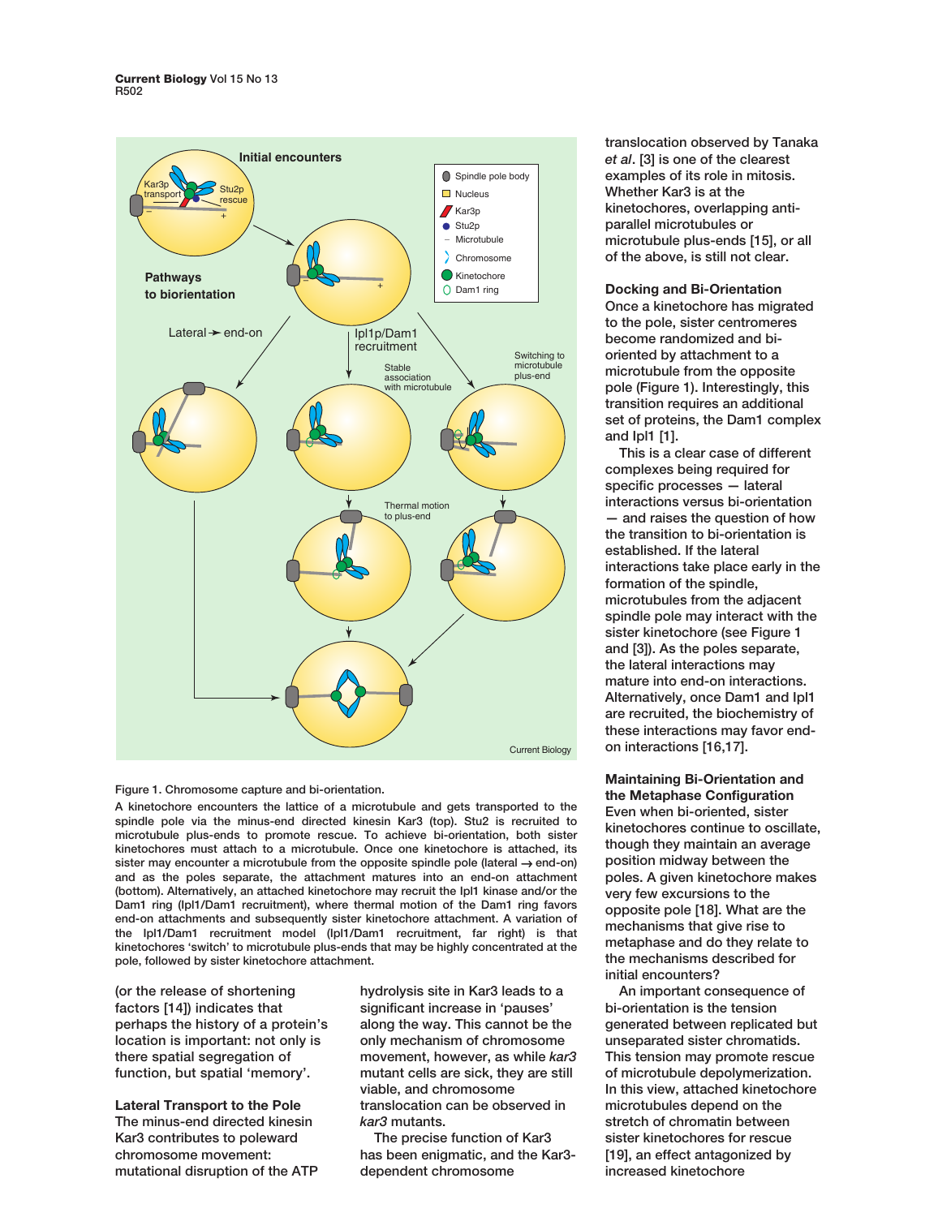Figure 1. Chromosome capture and bi-orientation.

A kinetochore encounters the lattice of a microtubule and gets transported to the spindle pole via the minus-end directed kinesin Kar3 (top). Stu2 is recruited to microtubule plus-ends to promote rescue. To achieve bi-orientation, both sister kinetochores must attach to a microtubule. Once one kinetochore is attached, its sister may encounter a microtubule from the opposite spindle pole (lateral → end-on) and as the poles separate, the attachment matures into an end-on attachment (bottom). Alternatively, an attached kinetochore may recruit the Ipl1 kinase and/or the Dam1 ring (Ipl1/Dam1 recruitment), where thermal motion of the Dam1 ring favors end-on attachments and subsequently sister kinetochore attachment. A variation of the Ipl1/Dam1 recruitment model (Ipl1/Dam1 recruitment, far right) is that kinetochores 'switch' to microtubule plus-ends that may be highly concentrated at the pole, followed by sister kinetochore attachment.

(or the release of shortening factors [14]) indicates that perhaps the history of a protein's location is important: not only is there spatial segregation of function, but spatial 'memory'.

### Lateral Transport to the Pole

The minus-end directed kinesin Kar3 contributes to poleward chromosome movement: mutational disruption of the ATP hydrolysis site in Kar3 leads to a significant increase in 'pauses' along the way. This cannot be the only mechanism of chromosome movement, however, as while *kar3* mutant cells are sick, they are still viable, and chromosome translocation can be observed in *kar3* mutants.

The precise function of Kar3 has been enigmatic, and the Kar3-dependent chromosome translocation observed by Tanaka *et al*. [3] is one of the clearest examples of its role in mitosis. Whether Kar3 is at the kinetochores, overlapping anti-parallel microtubules or microtubule plus-ends [15], or all of the above, is still not clear.

### Docking and Bi-Orientation

Once a kinetochore has migrated to the pole, sister centromeres become randomized and bi-oriented by attachment to a microtubule from the opposite pole (Figure 1). Interestingly, this transition requires an additional set of proteins, the Dam1 complex and Ipl1 [1].

This is a clear case of different complexes being required for specific processes — lateral interactions versus bi-orientation — and raises the question of how the transition to bi-orientation is established. If the lateral interactions take place early in the formation of the spindle, microtubules from the adjacent spindle pole may interact with the sister kinetochore (see Figure 1 and [3]). As the poles separate, the lateral interactions may mature into end-on interactions. Alternatively, once Dam1 and Ipl1 are recruited, the biochemistry of these interactions may favor end-on interactions [16,17].

### Maintaining Bi-Orientation and the Metaphase Configuration

Even when bi-oriented, sister kinetochores continue to oscillate, though they maintain an average position midway between the poles. A given kinetochore makes very few excursions to the opposite pole [18]. What are the mechanisms that give rise to metaphase and do they relate to the mechanisms described for initial encounters?

An important consequence of bi-orientation is the tension generated between replicated but unseparated sister chromatids. This tension may promote rescue of microtubule depolymerization. In this view, attached kinetochore microtubules depend on the stretch of chromatin between sister kinetochores for rescue [19], an effect antagonized by increased kinetochore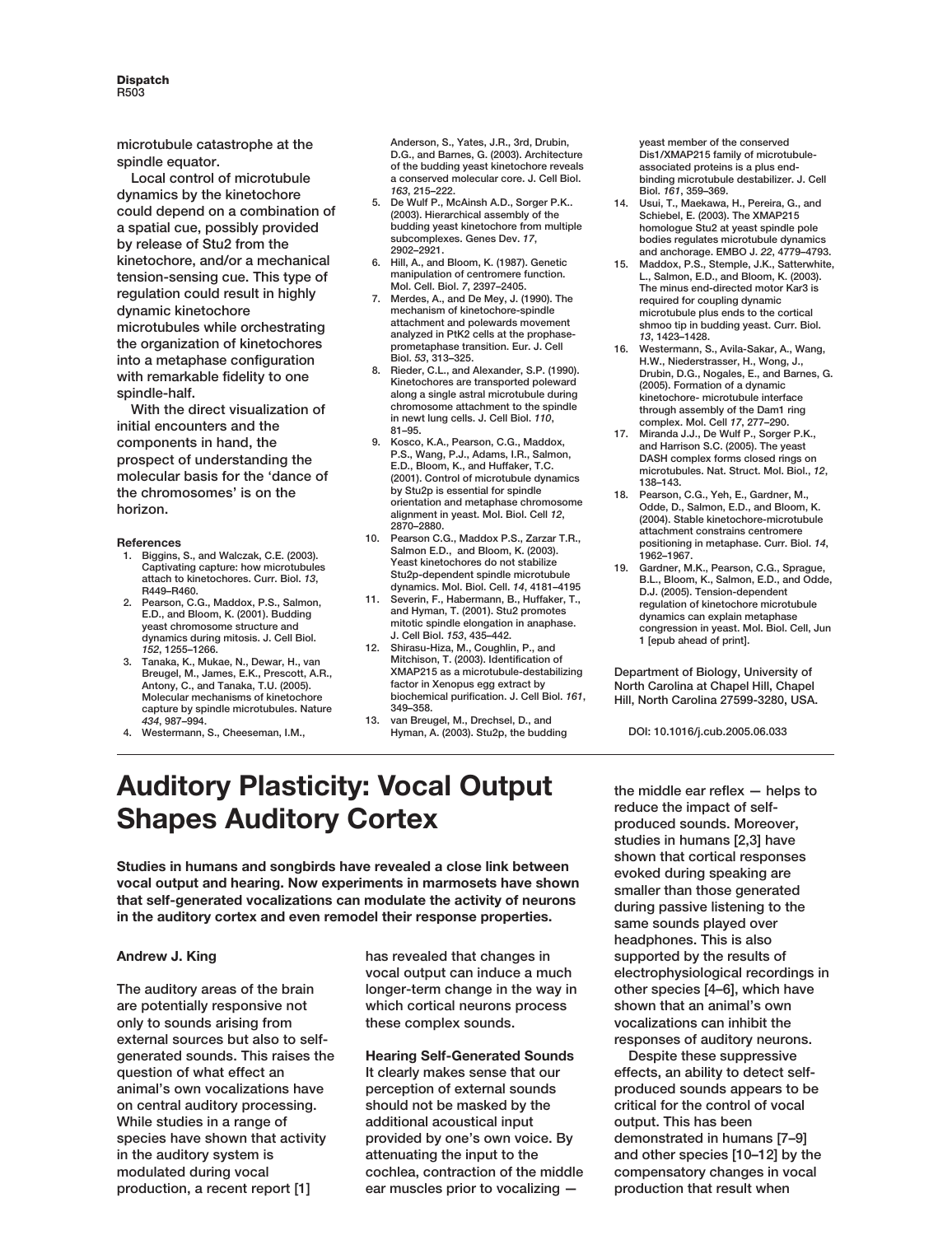microtubule catastrophe at the spindle equator.

Local control of microtubule dynamics by the kinetochore could depend on a combination of a spatial cue, possibly provided by release of Stu2 from the kinetochore, and/or a mechanical tension-sensing cue. This type of regulation could result in highly dynamic kinetochore microtubules while orchestrating the organization of kinetochores into a metaphase configuration with remarkable fidelity to one spindle-half.

With the direct visualization of initial encounters and the components in hand, the prospect of understanding the molecular basis for the 'dance of the chromosomes' is on the horizon.

**References**

1. Biggins, S., and Walczak, C.E. (2003). Captivating capture: how microtubules attach to kinetochores. Curr. Biol. *13*, R449–R460.
2. Pearson, C.G., Maddox, P.S., Salmon, E.D., and Bloom, K. (2001). Budding yeast chromosome structure and dynamics during mitosis. J. Cell Biol. *152*, 1255–1266.
3. Tanaka, K., Mukae, N., Dewar, H., van Breugel, M., James, E.K., Prescott, A.R., Antony, C., and Tanaka, T.U. (2005). Molecular mechanisms of kinetochore capture by spindle microtubules. Nature *434*, 987–994.
4. Westermann, S., Cheeseman, I.M., Anderson, S., Yates, J.R., 3rd, Drubin, D.G., and Barnes, G. (2003). Architecture of the budding yeast kinetochore reveals a conserved molecular core. J. Cell Biol. *163*, 215–222.
5. De Wulf P., McAinsh A.D., Sorger P.K.. (2003). Hierarchical assembly of the budding yeast kinetochore from multiple subcomplexes. Genes Dev. *17*, 2902–2921.
6. Hill, A., and Bloom, K. (1987). Genetic manipulation of centromere function. Mol. Cell. Biol. *7*, 2397–2405.
7. Merdes, A., and De Mey, J. (1990). The mechanism of kinetochore-spindle attachment and polewards movement analyzed in PtK2 cells at the prophase-prometaphase transition. Eur. J. Cell Biol. *53*, 313–325.
8. Rieder, C.L., and Alexander, S.P. (1990). Kinetochores are transported poleward along a single astral microtubule during chromosome attachment to the spindle in newt lung cells. J. Cell Biol. *110*, 81–95.
9. Kosco, K.A., Pearson, C.G., Maddox, P.S., Wang, P.J., Adams, I.R., Salmon, E.D., Bloom, K., and Huffaker, T.C. (2001). Control of microtubule dynamics by Stu2p is essential for spindle orientation and metaphase chromosome alignment in yeast. Mol. Biol. Cell *12*, 2870–2880.
10. Pearson C.G., Maddox P.S., Zarzar T.R., Salmon E.D., and Bloom, K. (2003). Yeast kinetochores do not stabilize Stu2p-dependent spindle microtubule dynamics. Mol. Biol. Cell. *14*, 4181–4195
11. Severin, F., Habermann, B., Huffaker, T., and Hyman, T. (2001). Stu2 promotes mitotic spindle elongation in anaphase. J. Cell Biol. *153*, 435–442.
12. Shirasu-Hiza, M., Coughlin, P., and Mitchison, T. (2003). Identification of XMAP215 as a microtubule-destabilizing factor in Xenopus egg extract by biochemical purification. J. Cell Biol. *161*, 349–358.
13. van Breugel, M., Drechsel, D., and Hyman, A. (2003). Stu2p, the budding yeast member of the conserved Dis1/XMAP215 family of microtubule-associated proteins is a plus end-binding microtubule destabilizer. J. Cell Biol. *161*, 359–369.
14. Usui, T., Maekawa, H., Pereira, G., and Schiebel, E. (2003). The XMAP215 homologue Stu2 at yeast spindle pole bodies regulates microtubule dynamics and anchorage. EMBO J. *22*, 4779–4793.
15. Maddox, P.S., Stemple, J.K., Satterwhite, L., Salmon, E.D., and Bloom, K. (2003). The minus end-directed motor Kar3 is required for coupling dynamic microtubule plus ends to the cortical shmoo tip in budding yeast. Curr. Biol. *13*, 1423–1428.
16. Westermann, S., Avila-Sakar, A., Wang, H.W., Niederstrasser, H., Wong, J., Drubin, D.G., Nogales, E., and Barnes, G. (2005). Formation of a dynamic kinetochore- microtubule interface through assembly of the Dam1 ring complex. Mol. Cell *17*, 277–290.
17. Miranda J.J., De Wulf P., Sorger P.K., and Harrison S.C. (2005). The yeast DASH complex forms closed rings on microtubules. Nat. Struct. Mol. Biol., *12*, 138–143.
18. Pearson, C.G., Yeh, E., Gardner, M., Odde, D., Salmon, E.D., and Bloom, K. (2004). Stable kinetochore-microtubule attachment constrains centromere positioning in metaphase. Curr. Biol. *14*, 1962–1967.
19. Gardner, M.K., Pearson, C.G., Sprague, B.L., Bloom, K., Salmon, E.D., and Odde, D.J. (2005). Tension-dependent regulation of kinetochore microtubule dynamics can explain metaphase congression in yeast. Mol. Biol. Cell, Jun 1 [epub ahead of print].

Department of Biology, University of North Carolina at Chapel Hill, Chapel Hill, North Carolina 27599-3280, USA.

DOI: 10.1016/j.cub.2005.06.033

# Auditory Plasticity: Vocal Output Shapes Auditory Cortex

**Studies in humans and songbirds have revealed a close link between vocal output and hearing. Now experiments in marmosets have shown that self-generated vocalizations can modulate the activity of neurons in the auditory cortex and even remodel their response properties.**

**Andrew J. King**

The auditory areas of the brain are potentially responsive not only to sounds arising from external sources but also to self-generated sounds. This raises the question of what effect an animal's own vocalizations have on central auditory processing. While studies in a range of species have shown that activity in the auditory system is modulated during vocal production, a recent report [1] has revealed that changes in vocal output can induce a much longer-term change in the way in which cortical neurons process these complex sounds.

## Hearing Self-Generated Sounds

It clearly makes sense that our perception of external sounds should not be masked by the additional acoustical input provided by one's own voice. By attenuating the input to the cochlea, contraction of the middle ear muscles prior to vocalizing — the middle ear reflex — helps to reduce the impact of self-produced sounds. Moreover, studies in humans [2,3] have shown that cortical responses evoked during speaking are smaller than those generated during passive listening to the same sounds played over headphones. This is also supported by the results of electrophysiological recordings in other species [4–6], which have shown that an animal's own vocalizations can inhibit the responses of auditory neurons.

Despite these suppressive effects, an ability to detect self-produced sounds appears to be critical for the control of vocal output. This has been demonstrated in humans [7–9] and other species [10–12] by the compensatory changes in vocal production that result when